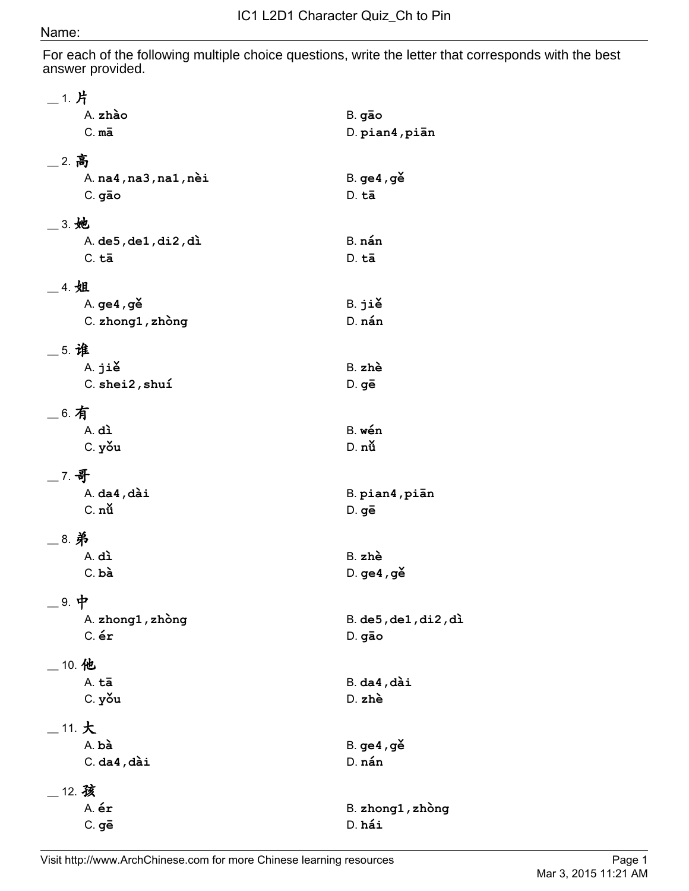# IC1 L2D1 Character Quiz_Ch to Pin

Name:

For each of the following multiple choice questions, write the letter that corresponds with the best answer provided.

__ 1. 片

A. **zhào**
B. **gāo**
C. **mā**
D. **pian4,piān**

__ 2. 高

A. **na4,na3,na1,nèi**
B. **ge4,gě**
C. **gāo**
D. **tā**

__ 3. 她

A. **de5,de1,di2,dì**
B. **nán**
C. **tā**
D. **tā**

__ 4. 姐

A. **ge4,gě**
B. **jiě**
C. **zhong1,zhòng**
D. **nán**

__ 5. 谁

A. **jiě**
B. **zhè**
C. **shei2,shuí**
D. **gē**

__ 6. 有

A. **dì**
B. **wén**
C. **yǒu**
D. **nǚ**

__ 7. 哥

A. **da4,dài**
B. **pian4,piān**
C. **nǚ**
D. **gē**

__ 8. 弟

A. **dì**
B. **zhè**
C. **bà**
D. **ge4,gě**

__ 9. 中

A. **zhong1,zhòng**
B. **de5,de1,di2,dì**
C. **ér**
D. **gāo**

__ 10. 他

A. **tā**
B. **da4,dài**
C. **yǒu**
D. **zhè**

__ 11. 大

A. **bà**
B. **ge4,gě**
C. **da4,dài**
D. **nán**

__ 12. 孩

A. **ér**
B. **zhong1,zhòng**
C. **gē**
D. **hái**

Visit http://www.ArchChinese.com for more Chinese learning resources

Mar 3, 2015 11:21 AM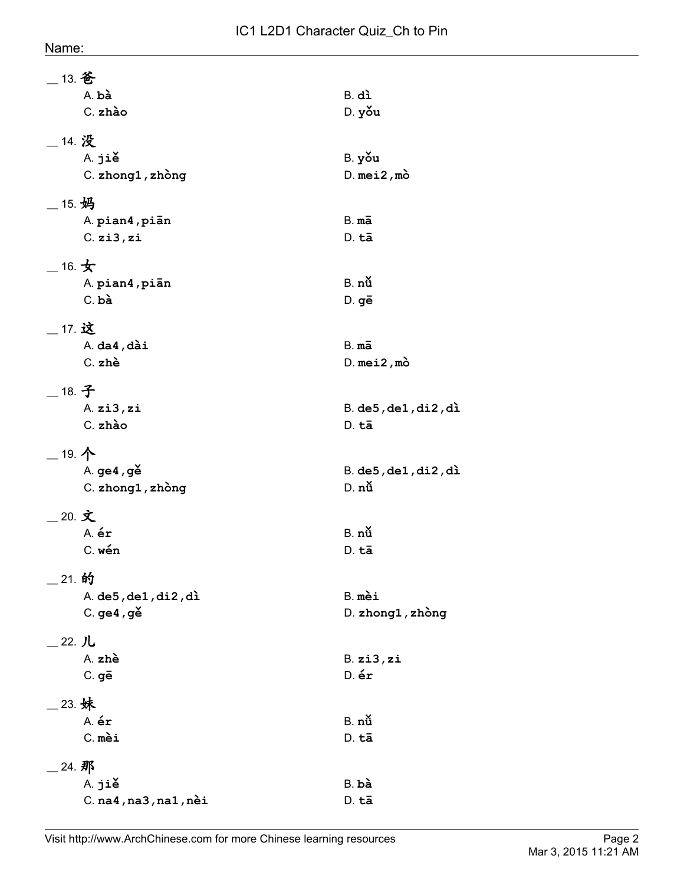Name:

__ 13. 爸

A. bà
B. dì
C. zhào
D. yǒu

__ 14. 没

A. jiě
B. yǒu
C. zhong1,zhòng
D. mei2,mò

__ 15. 妈

A. pian4,piān
B. mā
C. zi3,zi
D. tā

__ 16. 女

A. pian4,piān
B. nǚ
C. bà
D. gē

__ 17. 这

A. da4,dài
B. mā
C. zhè
D. mei2,mò

__ 18. 子

A. zi3,zi
B. de5,de1,di2,dì
C. zhào
D. tā

__ 19. 个

A. ge4,gě
B. de5,de1,di2,dì
C. zhong1,zhòng
D. nǚ

__ 20. 文

A. ér
B. nǚ
C. wén
D. tā

__ 21. 的

A. de5,de1,di2,dì
B. mèi
C. ge4,gě
D. zhong1,zhòng

__ 22. 儿

A. zhè
B. zi3,zi
C. gē
D. ér

__ 23. 妹

A. ér
B. nǚ
C. mèi
D. tā

__ 24. 那

A. jiě
B. bà
C. na4,na3,na1,nèi
D. tā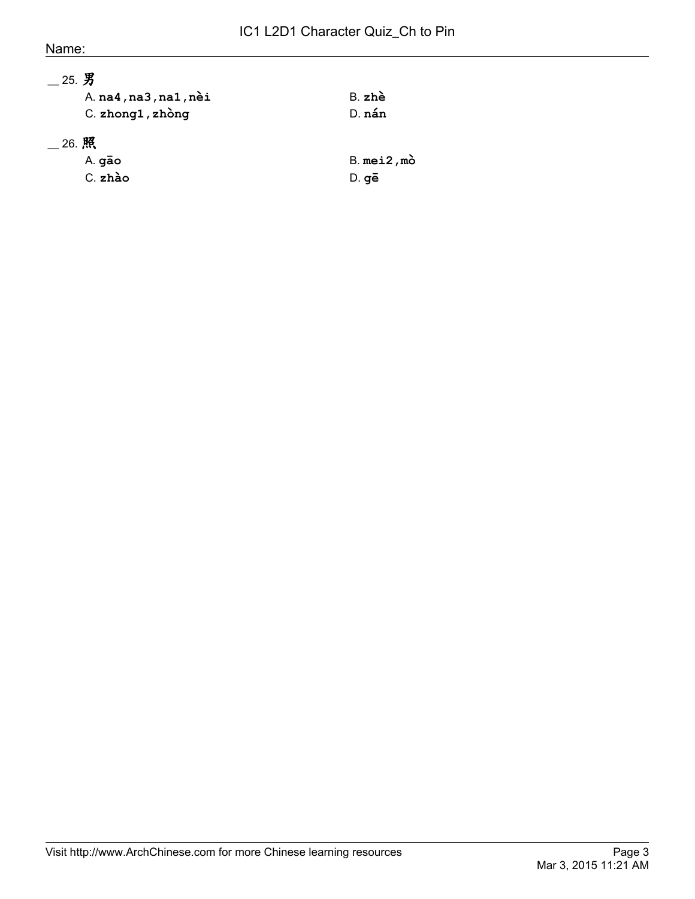Name:

__ 25. 男

A. **na4,na3,na1,nèi**
B. **zhè**
C. **zhong1,zhòng**
D. **nán**

__ 26. 照

A. **gāo**
B. **mei2,mò**
C. **zhào**
D. **gē**